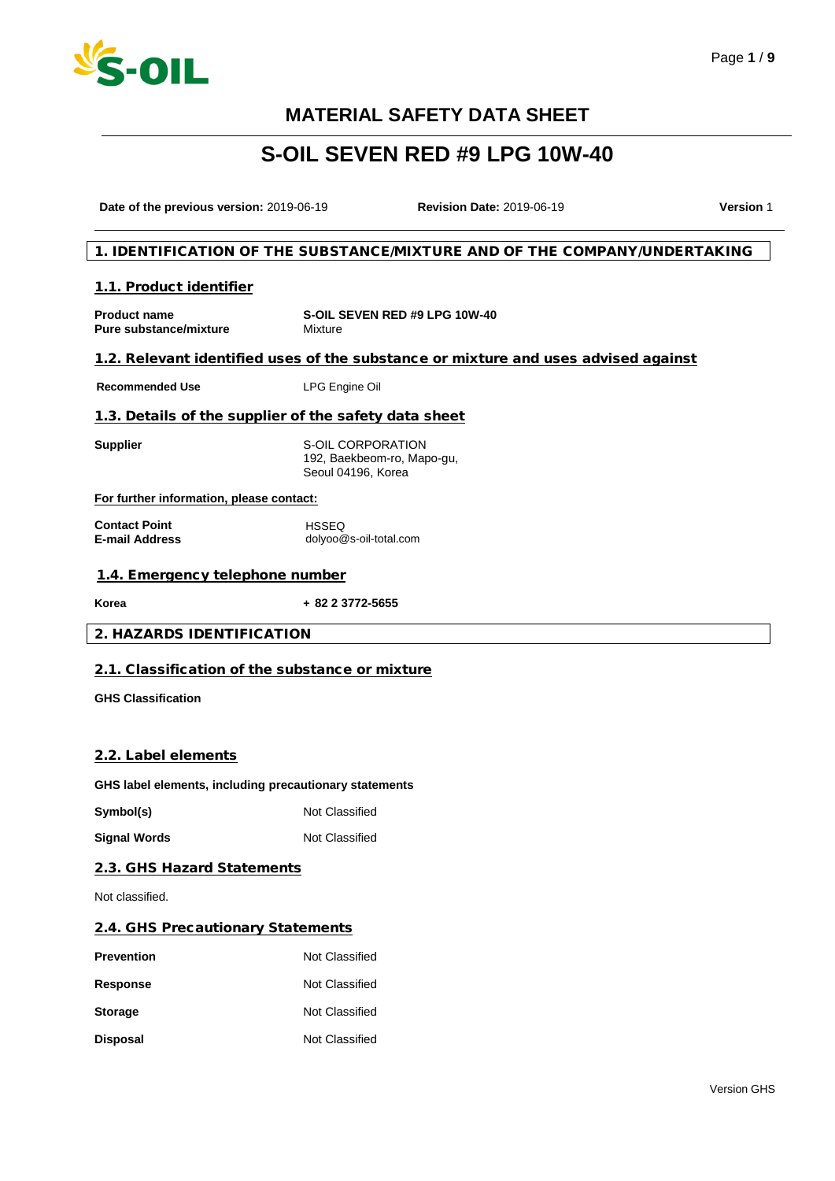# MATERIAL SAFETY DATA SHEET

# S-OIL SEVEN RED #9 LPG 10W-40

**Date of the previous version:** 2019-06-19 **Revision Date:** 2019-06-19 **Version** 1

## 1. IDENTIFICATION OF THE SUBSTANCE/MIXTURE AND OF THE COMPANY/UNDERTAKING

### 1.1. Product identifier

| | |
|---|---|
| **Product name** | **S-OIL SEVEN RED #9 LPG 10W-40** |
| **Pure substance/mixture** | Mixture |

### 1.2. Relevant identified uses of the substance or mixture and uses advised against

| | |
|---|---|
| **Recommended Use** | LPG Engine Oil |

### 1.3. Details of the supplier of the safety data sheet

| | |
|---|---|
| **Supplier** | S-OIL CORPORATION<br>192, Baekbeom-ro, Mapo-gu,<br>Seoul 04196, Korea |

**For further information, please contact:**

| | |
|---|---|
| **Contact Point** | HSSEQ |
| **E-mail Address** | dolyoo@s-oil-total.com |

### 1.4. Emergency telephone number

| | |
|---|---|
| **Korea** | **+ 82 2 3772-5655** |

## 2. HAZARDS IDENTIFICATION

### 2.1. Classification of the substance or mixture

**GHS Classification**

### 2.2. Label elements

**GHS label elements, including precautionary statements**

| | |
|---|---|
| **Symbol(s)** | Not Classified |
| **Signal Words** | Not Classified |

### 2.3. GHS Hazard Statements

Not classified.

### 2.4. GHS Precautionary Statements

| | |
|---|---|
| **Prevention** | Not Classified |
| **Response** | Not Classified |
| **Storage** | Not Classified |
| **Disposal** | Not Classified |

Version GHS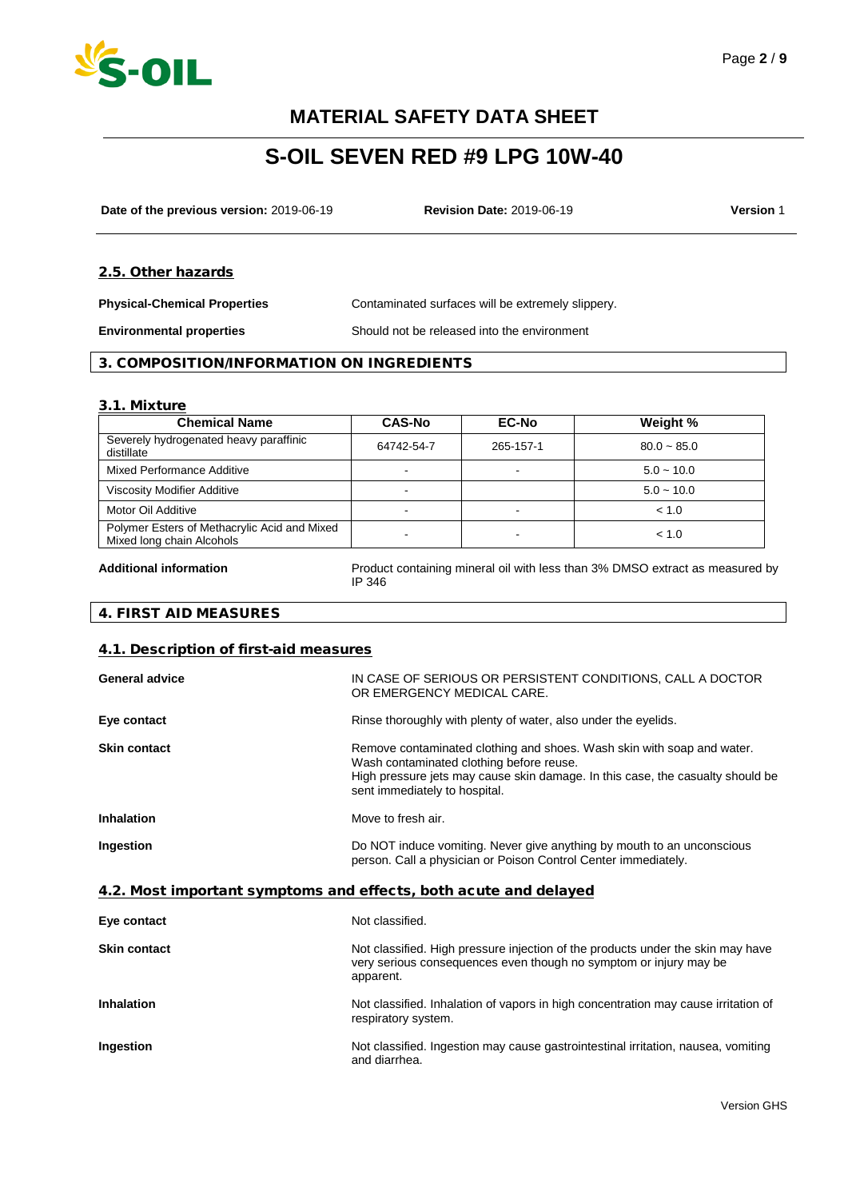# MATERIAL SAFETY DATA SHEET

# S-OIL SEVEN RED #9 LPG 10W-40

**Date of the previous version:** 2019-06-19 **Revision Date:** 2019-06-19 **Version** 1

### 2.5. Other hazards

**Physical-Chemical Properties** Contaminated surfaces will be extremely slippery.

**Environmental properties** Should not be released into the environment

## 3. COMPOSITION/INFORMATION ON INGREDIENTS

### 3.1. Mixture

| Chemical Name | CAS-No | EC-No | Weight % |
|---|---|---|---|
| Severely hydrogenated heavy paraffinic distillate | 64742-54-7 | 265-157-1 | 80.0 ~ 85.0 |
| Mixed Performance Additive | - | - | 5.0 ~ 10.0 |
| Viscosity Modifier Additive | - | | 5.0 ~ 10.0 |
| Motor Oil Additive | - | - | < 1.0 |
| Polymer Esters of Methacrylic Acid and Mixed long chain Alcohols | - | - | < 1.0 |

**Additional information** Product containing mineral oil with less than 3% DMSO extract as measured by IP 346

## 4. FIRST AID MEASURES

### 4.1. Description of first-aid measures

**General advice** IN CASE OF SERIOUS OR PERSISTENT CONDITIONS, CALL A DOCTOR OR EMERGENCY MEDICAL CARE.

**Eye contact** Rinse thoroughly with plenty of water, also under the eyelids.

**Skin contact** Remove contaminated clothing and shoes. Wash skin with soap and water. Wash contaminated clothing before reuse.
High pressure jets may cause skin damage. In this case, the casualty should be sent immediately to hospital.

**Inhalation** Move to fresh air.

**Ingestion** Do NOT induce vomiting. Never give anything by mouth to an unconscious person. Call a physician or Poison Control Center immediately.

### 4.2. Most important symptoms and effects, both acute and delayed

**Eye contact** Not classified.

**Skin contact** Not classified. High pressure injection of the products under the skin may have very serious consequences even though no symptom or injury may be apparent.

**Inhalation** Not classified. Inhalation of vapors in high concentration may cause irritation of respiratory system.

**Ingestion** Not classified. Ingestion may cause gastrointestinal irritation, nausea, vomiting and diarrhea.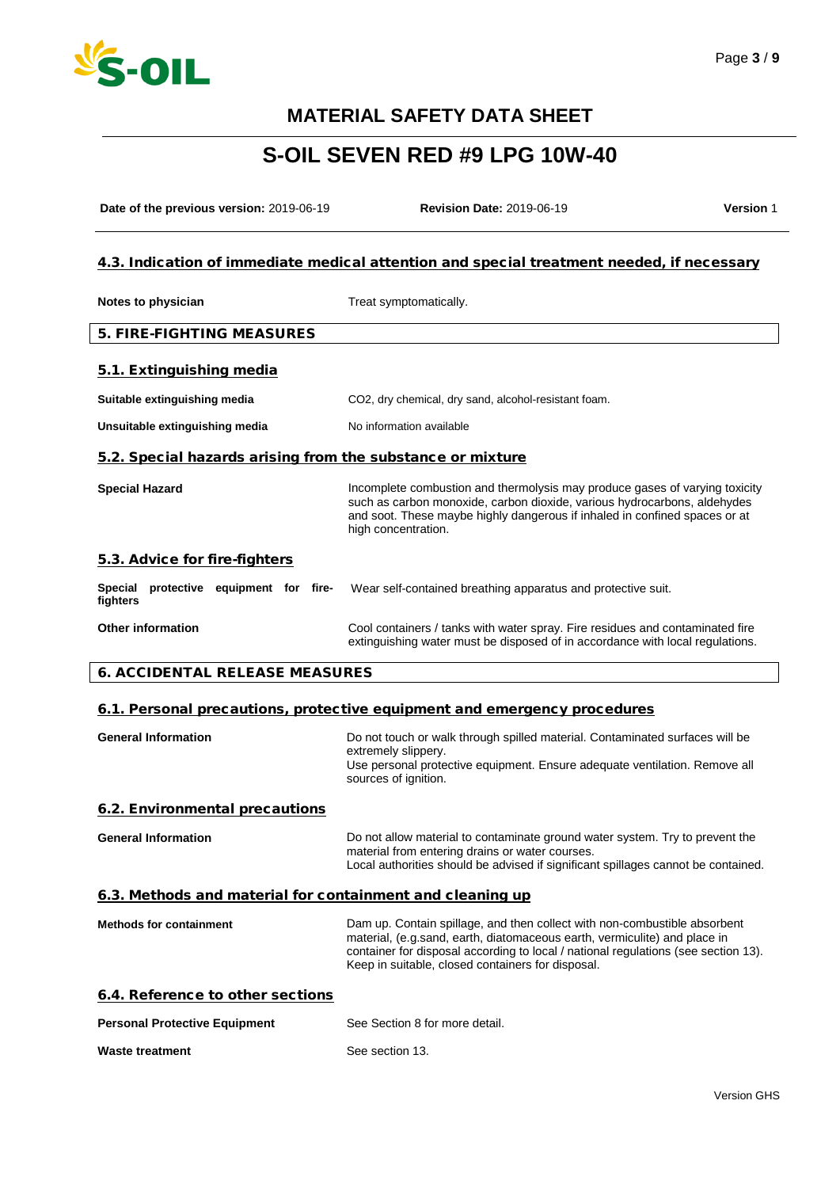# MATERIAL SAFETY DATA SHEET

## S-OIL SEVEN RED #9 LPG 10W-40

**Date of the previous version:** 2019-06-19 | **Revision Date:** 2019-06-19 | **Version** 1

### 4.3. Indication of immediate medical attention and special treatment needed, if necessary

| | |
|---|---|
| **Notes to physician** | Treat symptomatically. |

## 5. FIRE-FIGHTING MEASURES

### 5.1. Extinguishing media

| | |
|---|---|
| **Suitable extinguishing media** | CO2, dry chemical, dry sand, alcohol-resistant foam. |
| **Unsuitable extinguishing media** | No information available |

### 5.2. Special hazards arising from the substance or mixture

| | |
|---|---|
| **Special Hazard** | Incomplete combustion and thermolysis may produce gases of varying toxicity such as carbon monoxide, carbon dioxide, various hydrocarbons, aldehydes and soot. These maybe highly dangerous if inhaled in confined spaces or at high concentration. |

### 5.3. Advice for fire-fighters

| | |
|---|---|
| **Special protective equipment for fire-fighters** | Wear self-contained breathing apparatus and protective suit. |
| **Other information** | Cool containers / tanks with water spray. Fire residues and contaminated fire extinguishing water must be disposed of in accordance with local regulations. |

## 6. ACCIDENTAL RELEASE MEASURES

### 6.1. Personal precautions, protective equipment and emergency procedures

| | |
|---|---|
| **General Information** | Do not touch or walk through spilled material. Contaminated surfaces will be extremely slippery.<br>Use personal protective equipment. Ensure adequate ventilation. Remove all sources of ignition. |

### 6.2. Environmental precautions

| | |
|---|---|
| **General Information** | Do not allow material to contaminate ground water system. Try to prevent the material from entering drains or water courses.<br>Local authorities should be advised if significant spillages cannot be contained. |

### 6.3. Methods and material for containment and cleaning up

| | |
|---|---|
| **Methods for containment** | Dam up. Contain spillage, and then collect with non-combustible absorbent material, (e.g.sand, earth, diatomaceous earth, vermiculite) and place in container for disposal according to local / national regulations (see section 13). Keep in suitable, closed containers for disposal. |

### 6.4. Reference to other sections

| | |
|---|---|
| **Personal Protective Equipment** | See Section 8 for more detail. |
| **Waste treatment** | See section 13. |

Version GHS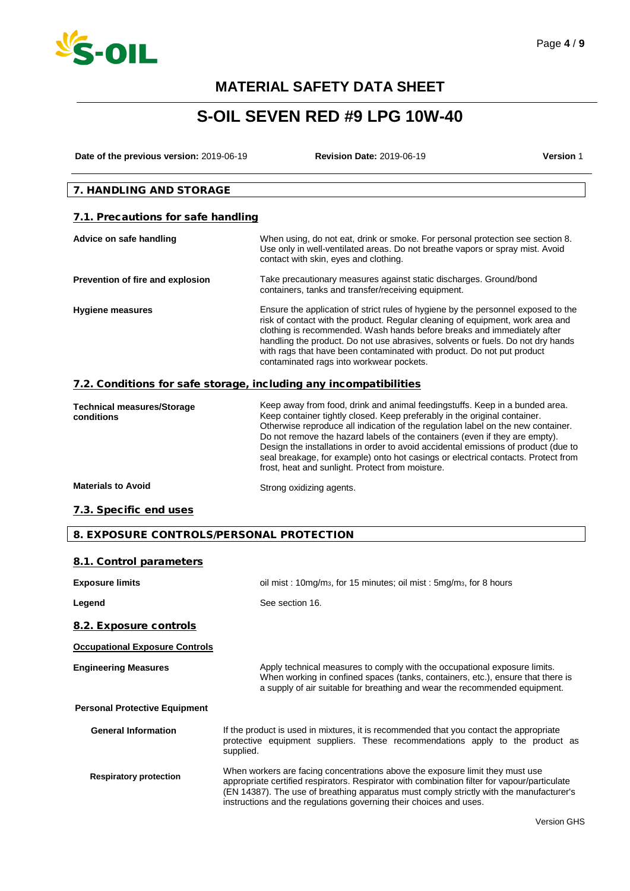# MATERIAL SAFETY DATA SHEET

# S-OIL SEVEN RED #9 LPG 10W-40

**Date of the previous version:** 2019-06-19 **Revision Date:** 2019-06-19 **Version** 1

## 7. HANDLING AND STORAGE

### 7.1. Precautions for safe handling

**Advice on safe handling**

When using, do not eat, drink or smoke. For personal protection see section 8. Use only in well-ventilated areas. Do not breathe vapors or spray mist. Avoid contact with skin, eyes and clothing.

**Prevention of fire and explosion**

Take precautionary measures against static discharges. Ground/bond containers, tanks and transfer/receiving equipment.

**Hygiene measures**

Ensure the application of strict rules of hygiene by the personnel exposed to the risk of contact with the product. Regular cleaning of equipment, work area and clothing is recommended. Wash hands before breaks and immediately after handling the product. Do not use abrasives, solvents or fuels. Do not dry hands with rags that have been contaminated with product. Do not put product contaminated rags into workwear pockets.

### 7.2. Conditions for safe storage, including any incompatibilities

**Technical measures/Storage conditions**

Keep away from food, drink and animal feedingstuffs. Keep in a bunded area. Keep container tightly closed. Keep preferably in the original container. Otherwise reproduce all indication of the regulation label on the new container. Do not remove the hazard labels of the containers (even if they are empty). Design the installations in order to avoid accidental emissions of product (due to seal breakage, for example) onto hot casings or electrical contacts. Protect from frost, heat and sunlight. Protect from moisture.

**Materials to Avoid**

Strong oxidizing agents.

### 7.3. Specific end uses

## 8. EXPOSURE CONTROLS/PERSONAL PROTECTION

### 8.1. Control parameters

**Exposure limits**

oil mist : 10mg/$m_3$, for 15 minutes; oil mist : 5mg/$m_3$, for 8 hours

**Legend**

See section 16.

### 8.2. Exposure controls

**Occupational Exposure Controls**

**Engineering Measures**

Apply technical measures to comply with the occupational exposure limits. When working in confined spaces (tanks, containers, etc.), ensure that there is a supply of air suitable for breathing and wear the recommended equipment.

**Personal Protective Equipment**

**General Information**

If the product is used in mixtures, it is recommended that you contact the appropriate protective equipment suppliers. These recommendations apply to the product as supplied.

**Respiratory protection**

When workers are facing concentrations above the exposure limit they must use appropriate certified respirators. Respirator with combination filter for vapour/particulate (EN 14387). The use of breathing apparatus must comply strictly with the manufacturer's instructions and the regulations governing their choices and uses.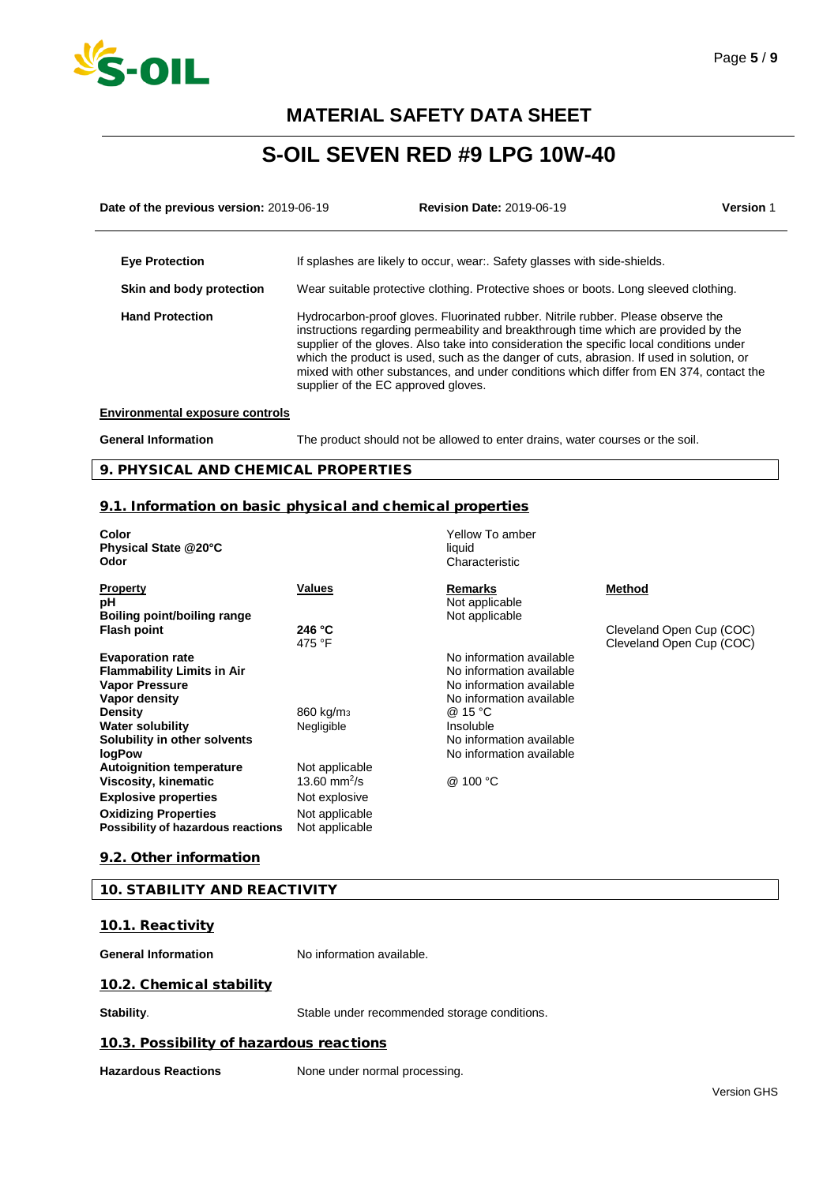| | |
|---|---|
| **Eye Protection** | If splashes are likely to occur, wear:. Safety glasses with side-shields. |
| **Skin and body protection** | Wear suitable protective clothing. Protective shoes or boots. Long sleeved clothing. |
| **Hand Protection** | Hydrocarbon-proof gloves. Fluorinated rubber. Nitrile rubber. Please observe the instructions regarding permeability and breakthrough time which are provided by the supplier of the gloves. Also take into consideration the specific local conditions under which the product is used, such as the danger of cuts, abrasion. If used in solution, or mixed with other substances, and under conditions which differ from EN 374, contact the supplier of the EC approved gloves. |

**Environmental exposure controls**

**General Information** The product should not be allowed to enter drains, water courses or the soil.

## 9. PHYSICAL AND CHEMICAL PROPERTIES

### 9.1. Information on basic physical and chemical properties

| | |
|---|---|
| **Color** | Yellow To amber |
| **Physical State @20°C** | liquid |
| **Odor** | Characteristic |

| Property | Values | Remarks | Method |
|---|---|---|---|
| **pH** | | Not applicable | |
| **Boiling point/boiling range** | | Not applicable | |
| **Flash point** | **246 °C** 475 °F | | Cleveland Open Cup (COC) Cleveland Open Cup (COC) |
| **Evaporation rate** | | No information available | |
| **Flammability Limits in Air** | | No information available | |
| **Vapor Pressure** | | No information available | |
| **Vapor density** | | No information available | |
| **Density** | 860 kg/$m^3$ | @ 15 °C | |
| **Water solubility** | Negligible | Insoluble | |
| **Solubility in other solvents** | | No information available | |
| **logPow** | | No information available | |
| **Autoignition temperature** | Not applicable | | |
| **Viscosity, kinematic** | 13.60 $mm^2/s$ | @ 100 °C | |
| **Explosive properties** | Not explosive | | |
| **Oxidizing Properties** | Not applicable | | |
| **Possibility of hazardous reactions** | Not applicable | | |

### 9.2. Other information

## 10. STABILITY AND REACTIVITY

### 10.1. Reactivity

**General Information** No information available.

### 10.2. Chemical stability

**Stability**. Stable under recommended storage conditions.

### 10.3. Possibility of hazardous reactions

**Hazardous Reactions** None under normal processing.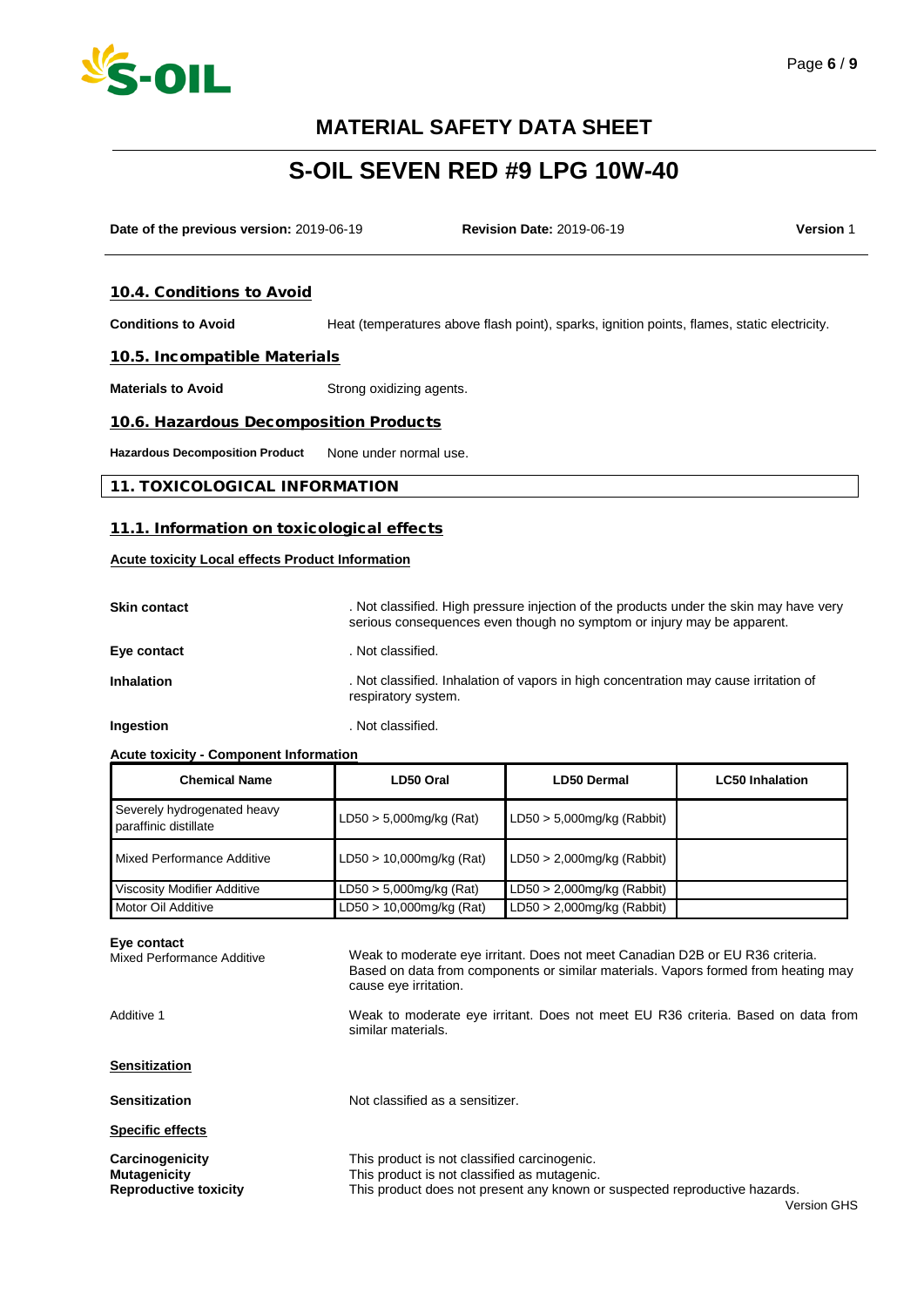## 10.4. Conditions to Avoid

**Conditions to Avoid** Heat (temperatures above flash point), sparks, ignition points, flames, static electricity.

## 10.5. Incompatible Materials

**Materials to Avoid** Strong oxidizing agents.

## 10.6. Hazardous Decomposition Products

**Hazardous Decomposition Product** None under normal use.

# 11. TOXICOLOGICAL INFORMATION

## 11.1. Information on toxicological effects

**Acute toxicity Local effects Product Information**

**Skin contact** . Not classified. High pressure injection of the products under the skin may have very serious consequences even though no symptom or injury may be apparent.

**Eye contact** . Not classified.

**Inhalation** . Not classified. Inhalation of vapors in high concentration may cause irritation of respiratory system.

**Ingestion** . Not classified.

**Acute toxicity - Component Information**

| Chemical Name | LD50 Oral | LD50 Dermal | LC50 Inhalation |
|---|---|---|---|
| Severely hydrogenated heavy paraffinic distillate | LD50 > 5,000mg/kg (Rat) | LD50 > 5,000mg/kg (Rabbit) | |
| Mixed Performance Additive | LD50 > 10,000mg/kg (Rat) | LD50 > 2,000mg/kg (Rabbit) | |
| Viscosity Modifier Additive | LD50 > 5,000mg/kg (Rat) | LD50 > 2,000mg/kg (Rabbit) | |
| Motor Oil Additive | LD50 > 10,000mg/kg (Rat) | LD50 > 2,000mg/kg (Rabbit) | |

**Eye contact**

Mixed Performance Additive: Weak to moderate eye irritant. Does not meet Canadian D2B or EU R36 criteria. Based on data from components or similar materials. Vapors formed from heating may cause eye irritation.

Additive 1: Weak to moderate eye irritant. Does not meet EU R36 criteria. Based on data from similar materials.

**Sensitization**

**Sensitization** Not classified as a sensitizer.

**Specific effects**

**Carcinogenicity** This product is not classified carcinogenic.
**Mutagenicity** This product is not classified as mutagenic.
**Reproductive toxicity** This product does not present any known or suspected reproductive hazards.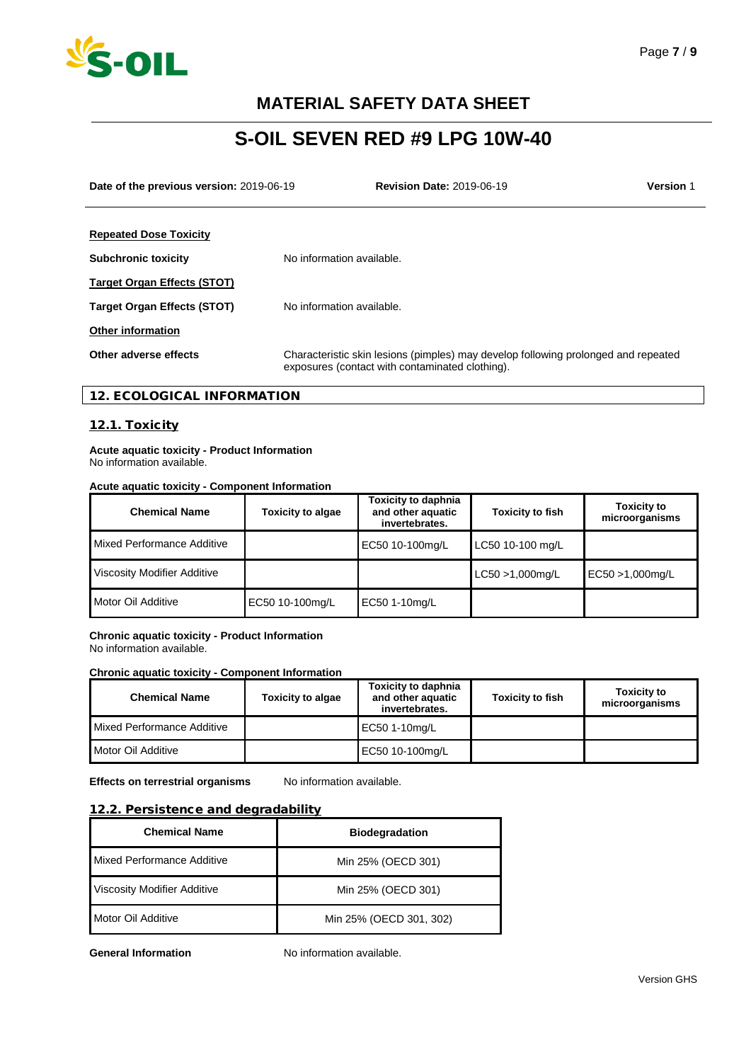**Repeated Dose Toxicity**

**Subchronic toxicity** No information available.

**Target Organ Effects (STOT)**

**Target Organ Effects (STOT)** No information available.

**Other information**

**Other adverse effects** Characteristic skin lesions (pimples) may develop following prolonged and repeated exposures (contact with contaminated clothing).

## 12. ECOLOGICAL INFORMATION

### 12.1. Toxicity

**Acute aquatic toxicity - Product Information**
No information available.

**Acute aquatic toxicity - Component Information**

| Chemical Name | Toxicity to algae | Toxicity to daphnia and other aquatic invertebrates. | Toxicity to fish | Toxicity to microorganisms |
|---|---|---|---|---|
| Mixed Performance Additive | | EC50 10-100mg/L | LC50 10-100 mg/L | |
| Viscosity Modifier Additive | | | LC50 >1,000mg/L | EC50 >1,000mg/L |
| Motor Oil Additive | EC50 10-100mg/L | EC50 1-10mg/L | | |

**Chronic aquatic toxicity - Product Information**
No information available.

**Chronic aquatic toxicity - Component Information**

| Chemical Name | Toxicity to algae | Toxicity to daphnia and other aquatic invertebrates. | Toxicity to fish | Toxicity to microorganisms |
|---|---|---|---|---|
| Mixed Performance Additive | | EC50 1-10mg/L | | |
| Motor Oil Additive | | EC50 10-100mg/L | | |

**Effects on terrestrial organisms** No information available.

### 12.2. Persistence and degradability

| Chemical Name | Biodegradation |
|---|---|
| Mixed Performance Additive | Min 25% (OECD 301) |
| Viscosity Modifier Additive | Min 25% (OECD 301) |
| Motor Oil Additive | Min 25% (OECD 301, 302) |

**General Information** No information available.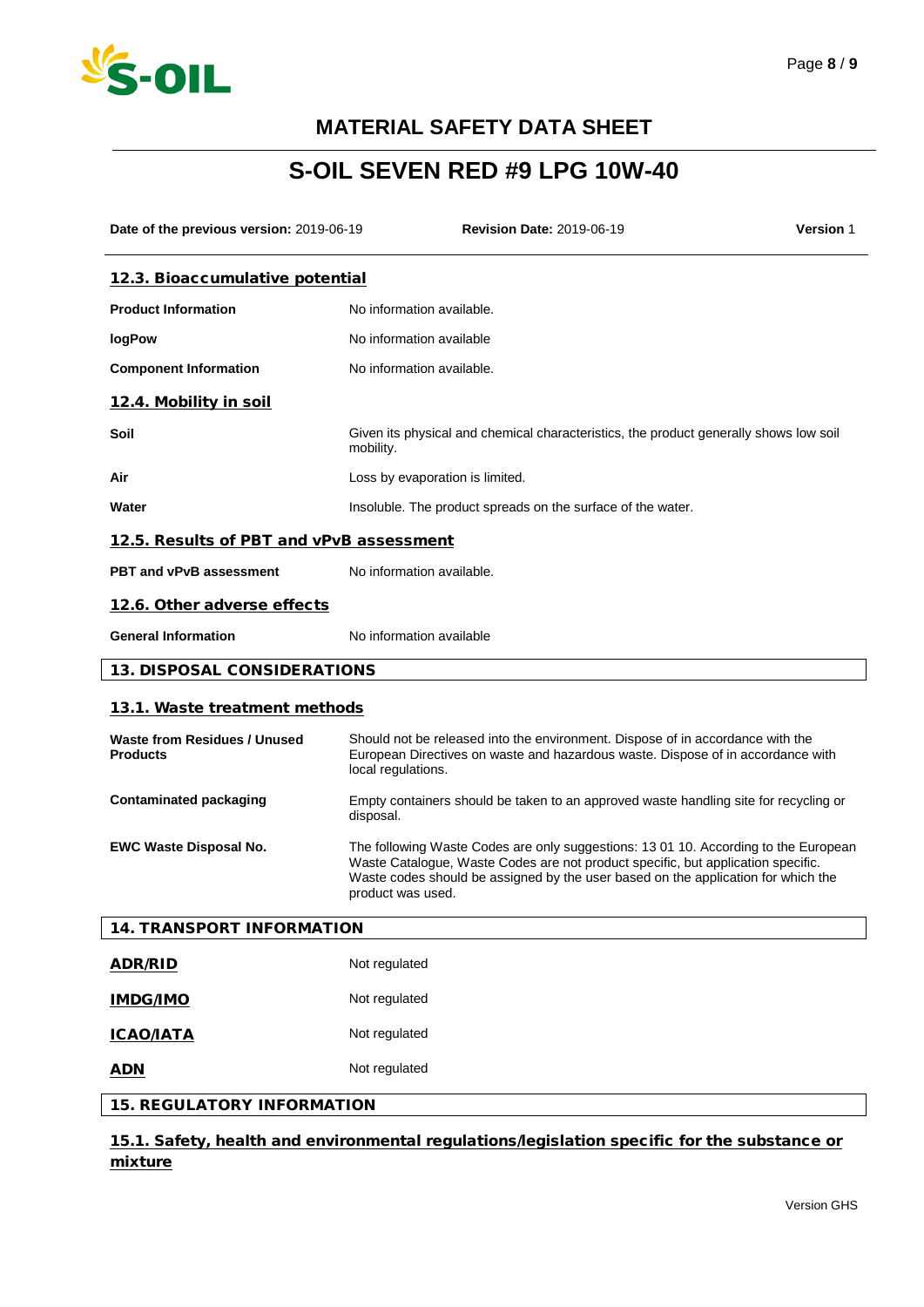## 12.3. Bioaccumulative potential

**Product Information** No information available.

**logPow** No information available

**Component Information** No information available.

## 12.4. Mobility in soil

**Soil** Given its physical and chemical characteristics, the product generally shows low soil mobility.

**Air** Loss by evaporation is limited.

**Water** Insoluble. The product spreads on the surface of the water.

## 12.5. Results of PBT and vPvB assessment

**PBT and vPvB assessment** No information available.

## 12.6. Other adverse effects

**General Information** No information available

# 13. DISPOSAL CONSIDERATIONS

## 13.1. Waste treatment methods

**Waste from Residues / Unused Products** Should not be released into the environment. Dispose of in accordance with the European Directives on waste and hazardous waste. Dispose of in accordance with local regulations.

**Contaminated packaging** Empty containers should be taken to an approved waste handling site for recycling or disposal.

**EWC Waste Disposal No.** The following Waste Codes are only suggestions: 13 01 10. According to the European Waste Catalogue, Waste Codes are not product specific, but application specific. Waste codes should be assigned by the user based on the application for which the product was used.

# 14. TRANSPORT INFORMATION

**ADR/RID** Not regulated

**IMDG/IMO** Not regulated

**ICAO/IATA** Not regulated

**ADN** Not regulated

# 15. REGULATORY INFORMATION

## 15.1. Safety, health and environmental regulations/legislation specific for the substance or mixture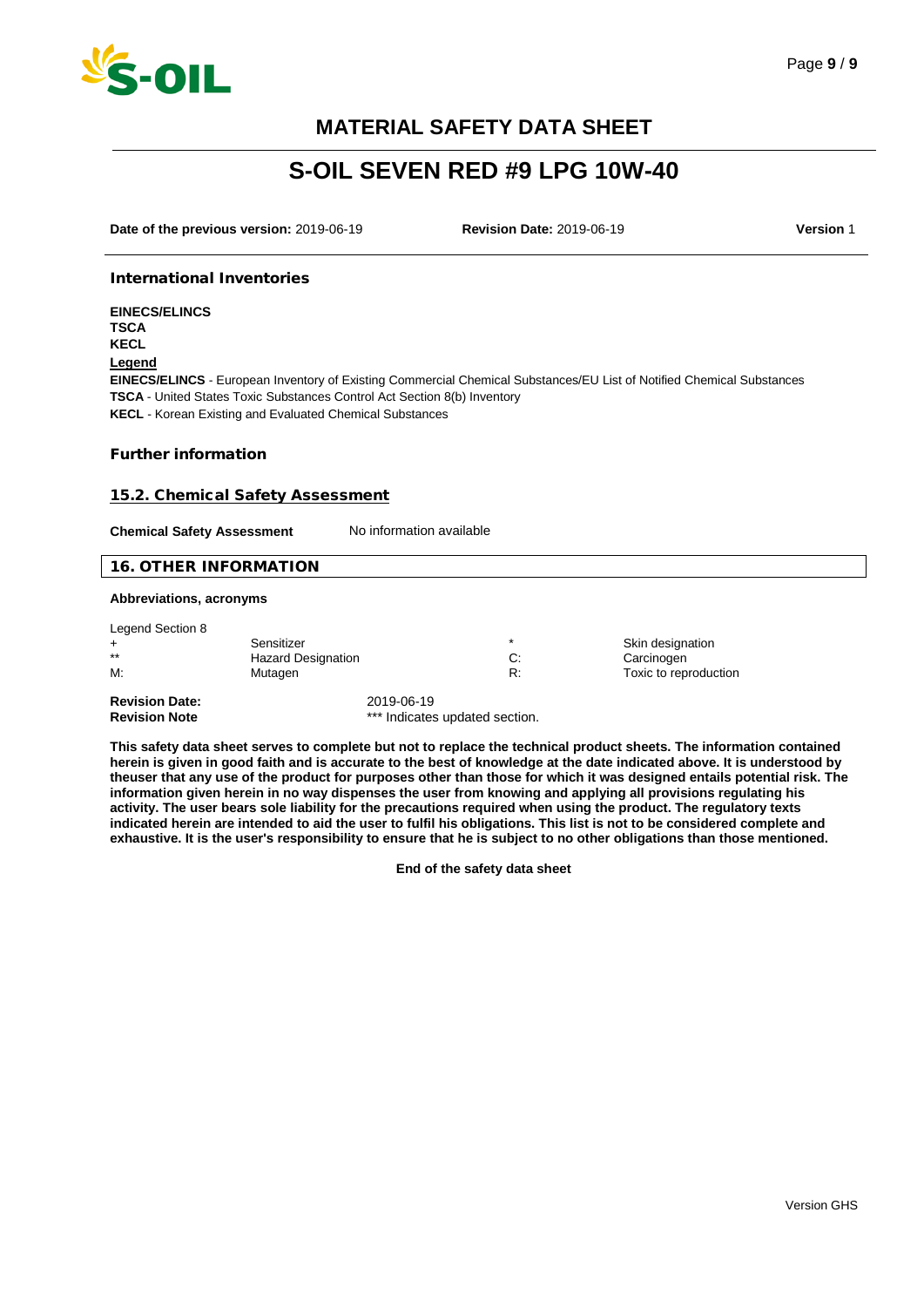# MATERIAL SAFETY DATA SHEET

# S-OIL SEVEN RED #9 LPG 10W-40

**Date of the previous version:** 2019-06-19 **Revision Date:** 2019-06-19 **Version** 1

### International Inventories

**EINECS/ELINCS**
**TSCA**
**KECL**

**Legend**

**EINECS/ELINCS** - European Inventory of Existing Commercial Chemical Substances/EU List of Notified Chemical Substances
**TSCA** - United States Toxic Substances Control Act Section 8(b) Inventory
**KECL** - Korean Existing and Evaluated Chemical Substances

### Further information

### 15.2. Chemical Safety Assessment

**Chemical Safety Assessment** No information available

## 16. OTHER INFORMATION

**Abbreviations, acronyms**

Legend Section 8

| | | | |
|---|---|---|---|
| + | Sensitizer | * | Skin designation |
| ** | Hazard Designation | C: | Carcinogen |
| M: | Mutagen | R: | Toxic to reproduction |

**Revision Date:** 2019-06-19
**Revision Note** *** Indicates updated section.

**This safety data sheet serves to complete but not to replace the technical product sheets. The information contained herein is given in good faith and is accurate to the best of knowledge at the date indicated above. It is understood by theuser that any use of the product for purposes other than those for which it was designed entails potential risk. The information given herein in no way dispenses the user from knowing and applying all provisions regulating his activity. The user bears sole liability for the precautions required when using the product. The regulatory texts indicated herein are intended to aid the user to fulfil his obligations. This list is not to be considered complete and exhaustive. It is the user's responsibility to ensure that he is subject to no other obligations than those mentioned.**

**End of the safety data sheet**